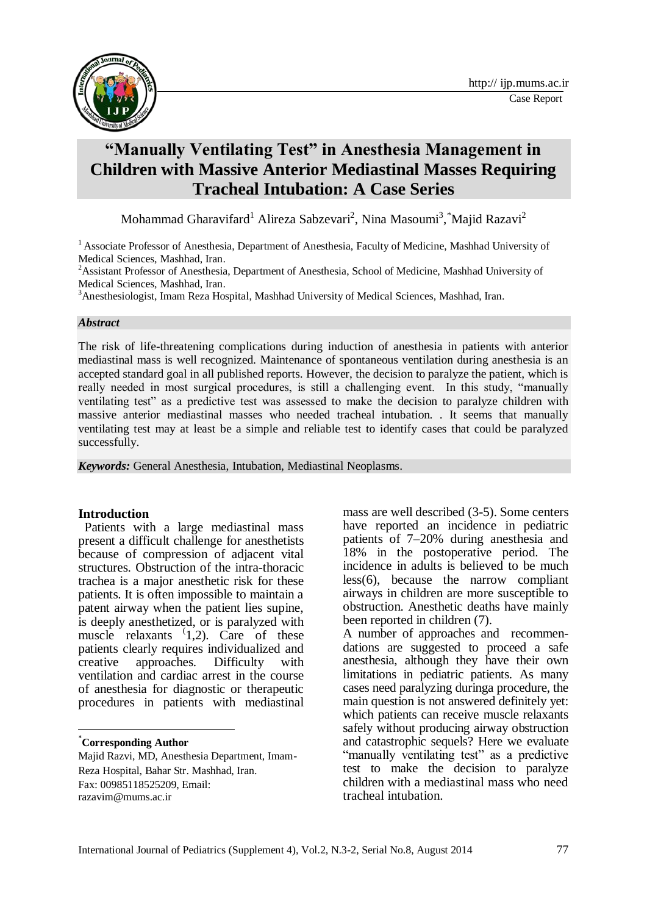Case Report

# "Manually Ventilating Test" in Anesthesia Management in Children with Massive Anterior Mediastinal Masses Requiring Tracheal Intubation: A Case Series

Mohammad Gharavifard[1] Alireza Sabzevari[2], Nina Masoumi[3], *Majid Razavi[2]

[1] Associate Professor of Anesthesia, Department of Anesthesia, Faculty of Medicine, Mashhad University of Medical Sciences, Mashhad, Iran.

[2] Assistant Professor of Anesthesia, Department of Anesthesia, School of Medicine, Mashhad University of Medical Sciences, Mashhad, Iran.

[3] Anesthesiologist, Imam Reza Hospital, Mashhad University of Medical Sciences, Mashhad, Iran.

### *Abstract*

The risk of life-threatening complications during induction of anesthesia in patients with anterior mediastinal mass is well recognized. Maintenance of spontaneous ventilation during anesthesia is an accepted standard goal in all published reports. However, the decision to paralyze the patient, which is really needed in most surgical procedures, is still a challenging event. In this study, "manually ventilating test" as a predictive test was assessed to make the decision to paralyze children with massive anterior mediastinal masses who needed tracheal intubation. . It seems that manually ventilating test may at least be a simple and reliable test to identify cases that could be paralyzed successfully.

***Keywords:*** General Anesthesia, Intubation, Mediastinal Neoplasms.

## Introduction

Patients with a large mediastinal mass present a difficult challenge for anesthetists because of compression of adjacent vital structures. Obstruction of the intra-thoracic trachea is a major anesthetic risk for these patients. It is often impossible to maintain a patent airway when the patient lies supine, is deeply anesthetized, or is paralyzed with muscle relaxants (1,2). Care of these patients clearly requires individualized and creative approaches. Difficulty with ventilation and cardiac arrest in the course of anesthesia for diagnostic or therapeutic procedures in patients with mediastinal mass are well described (3-5). Some centers have reported an incidence in pediatric patients of 7–20% during anesthesia and 18% in the postoperative period. The incidence in adults is believed to be much less(6), because the narrow compliant airways in children are more susceptible to obstruction. Anesthetic deaths have mainly been reported in children (7).

A number of approaches and recommendations are suggested to proceed a safe anesthesia, although they have their own limitations in pediatric patients. As many cases need paralyzing duringa procedure, the main question is not answered definitely yet: which patients can receive muscle relaxants safely without producing airway obstruction and catastrophic sequels? Here we evaluate "manually ventilating test" as a predictive test to make the decision to paralyze children with a mediastinal mass who need tracheal intubation.

---

*Corresponding Author

Majid Razvi, MD, Anesthesia Department, Imam-Reza Hospital, Bahar Str. Mashhad, Iran.

Fax: 00985118525209, Email: razavim@mums.ac.ir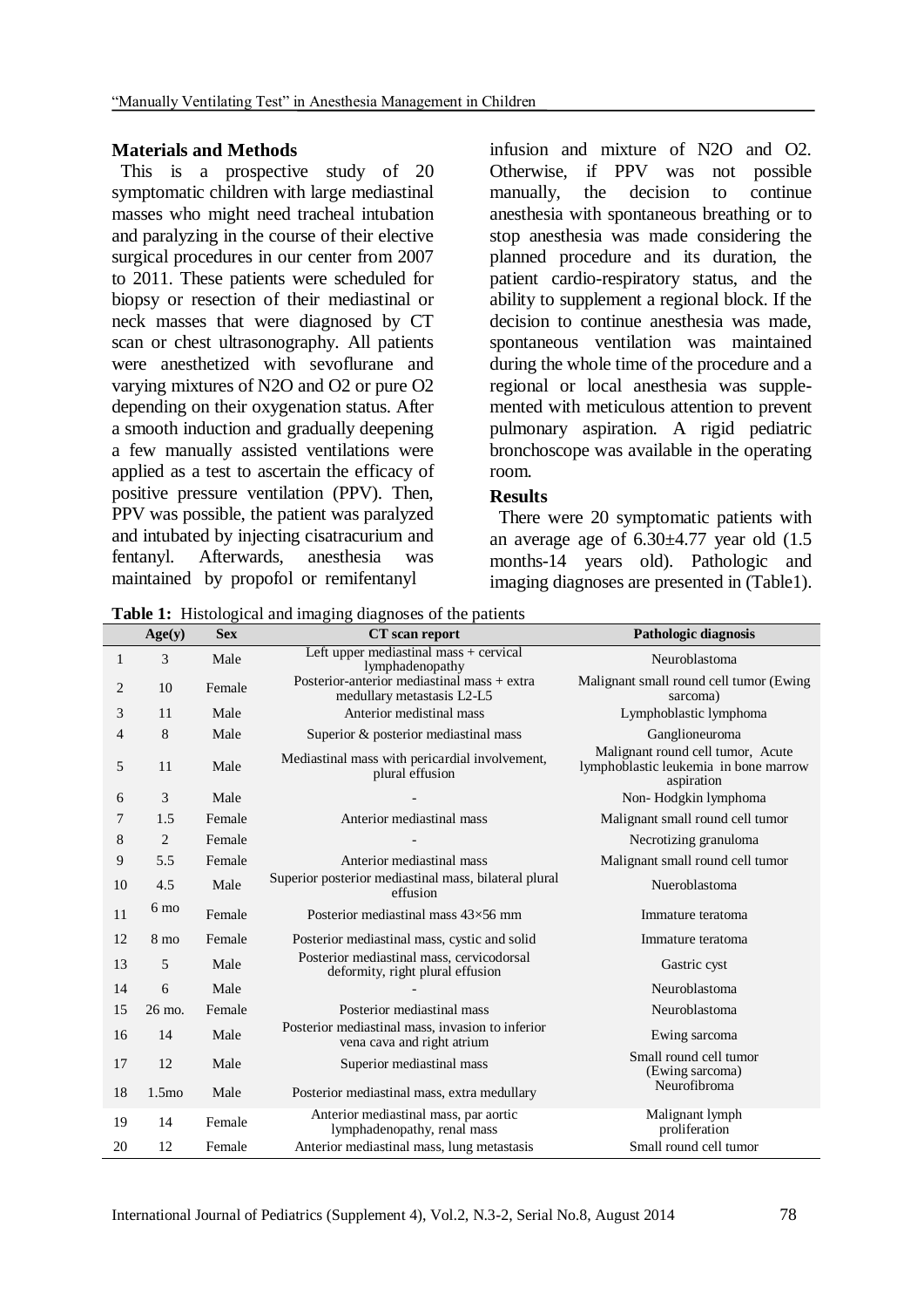## Materials and Methods

This is a prospective study of 20 symptomatic children with large mediastinal masses who might need tracheal intubation and paralyzing in the course of their elective surgical procedures in our center from 2007 to 2011. These patients were scheduled for biopsy or resection of their mediastinal or neck masses that were diagnosed by CT scan or chest ultrasonography. All patients were anesthetized with sevoflurane and varying mixtures of $N_2O$ and $O_2$ or pure $O_2$ depending on their oxygenation status. After a smooth induction and gradually deepening a few manually assisted ventilations were applied as a test to ascertain the efficacy of positive pressure ventilation (PPV). Then, PPV was possible, the patient was paralyzed and intubated by injecting cisatracurium and fentanyl. Afterwards, anesthesia was maintained by propofol or remifentanyl infusion and mixture of $N_2O$ and $O_2$. Otherwise, if PPV was not possible manually, the decision to continue anesthesia with spontaneous breathing or to stop anesthesia was made considering the planned procedure and its duration, the patient cardio-respiratory status, and the ability to supplement a regional block. If the decision to continue anesthesia was made, spontaneous ventilation was maintained during the whole time of the procedure and a regional or local anesthesia was supplemented with meticulous attention to prevent pulmonary aspiration. A rigid pediatric bronchoscope was available in the operating room.

## Results

There were 20 symptomatic patients with an average age of 6.30±4.77 year old (1.5 months-14 years old). Pathologic and imaging diagnoses are presented in (Table1).

**Table 1:** Histological and imaging diagnoses of the patients

| | Age(y) | Sex | CT scan report | Pathologic diagnosis |
|---|---|---|---|---|
| 1 | 3 | Male | Left upper mediastinal mass + cervical lymphadenopathy | Neuroblastoma |
| 2 | 10 | Female | Posterior-anterior mediastinal mass + extra medullary metastasis L2-L5 | Malignant small round cell tumor (Ewing sarcoma) |
| 3 | 11 | Male | Anterior medistinal mass | Lymphoblastic lymphoma |
| 4 | 8 | Male | Superior & posterior mediastinal mass | Ganglioneuroma |
| 5 | 11 | Male | Mediastinal mass with pericardial involvement, plural effusion | Malignant round cell tumor, Acute lymphoblastic leukemia in bone marrow aspiration |
| 6 | 3 | Male | - | Non- Hodgkin lymphoma |
| 7 | 1.5 | Female | Anterior mediastinal mass | Malignant small round cell tumor |
| 8 | 2 | Female | - | Necrotizing granuloma |
| 9 | 5.5 | Female | Anterior mediastinal mass | Malignant small round cell tumor |
| 10 | 4.5 | Male | Superior posterior mediastinal mass, bilateral plural effusion | Nueroblastoma |
| 11 | 6 mo | Female | Posterior mediastinal mass 43×56 mm | Immature teratoma |
| 12 | 8 mo | Female | Posterior mediastinal mass, cystic and solid | Immature teratoma |
| 13 | 5 | Male | Posterior mediastinal mass, cervicodorsal deformity, right plural effusion | Gastric cyst |
| 14 | 6 | Male | - | Neuroblastoma |
| 15 | 26 mo. | Female | Posterior mediastinal mass | Neuroblastoma |
| 16 | 14 | Male | Posterior mediastinal mass, invasion to inferior vena cava and right atrium | Ewing sarcoma |
| 17 | 12 | Male | Superior mediastinal mass | Small round cell tumor (Ewing sarcoma) |
| 18 | 1.5mo | Male | Posterior mediastinal mass, extra medullary | Neurofibroma |
| 19 | 14 | Female | Anterior mediastinal mass, par aortic lymphadenopathy, renal mass | Malignant lymph proliferation |
| 20 | 12 | Female | Anterior mediastinal mass, lung metastasis | Small round cell tumor |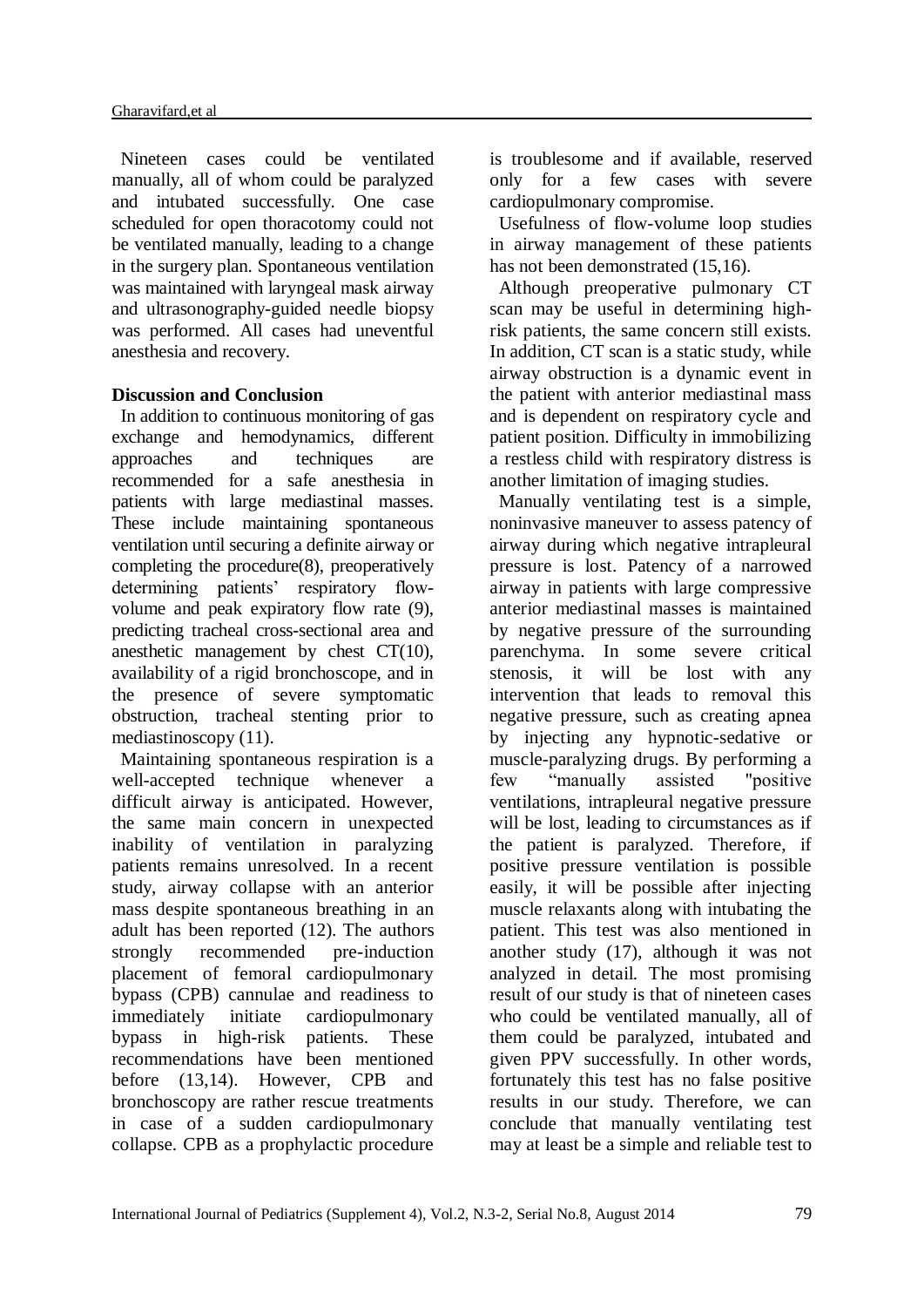Nineteen cases could be ventilated manually, all of whom could be paralyzed and intubated successfully. One case scheduled for open thoracotomy could not be ventilated manually, leading to a change in the surgery plan. Spontaneous ventilation was maintained with laryngeal mask airway and ultrasonography-guided needle biopsy was performed. All cases had uneventful anesthesia and recovery.

**Discussion and Conclusion**

In addition to continuous monitoring of gas exchange and hemodynamics, different approaches and techniques are recommended for a safe anesthesia in patients with large mediastinal masses. These include maintaining spontaneous ventilation until securing a definite airway or completing the procedure(8), preoperatively determining patients' respiratory flow-volume and peak expiratory flow rate (9), predicting tracheal cross-sectional area and anesthetic management by chest CT(10), availability of a rigid bronchoscope, and in the presence of severe symptomatic obstruction, tracheal stenting prior to mediastinoscopy (11).

Maintaining spontaneous respiration is a well-accepted technique whenever a difficult airway is anticipated. However, the same main concern in unexpected inability of ventilation in paralyzing patients remains unresolved. In a recent study, airway collapse with an anterior mass despite spontaneous breathing in an adult has been reported (12). The authors strongly recommended pre-induction placement of femoral cardiopulmonary bypass (CPB) cannulae and readiness to immediately initiate cardiopulmonary bypass in high-risk patients. These recommendations have been mentioned before (13,14). However, CPB and bronchoscopy are rather rescue treatments in case of a sudden cardiopulmonary collapse. CPB as a prophylactic procedure is troublesome and if available, reserved only for a few cases with severe cardiopulmonary compromise.

Usefulness of flow-volume loop studies in airway management of these patients has not been demonstrated (15,16).

Although preoperative pulmonary CT scan may be useful in determining high-risk patients, the same concern still exists. In addition, CT scan is a static study, while airway obstruction is a dynamic event in the patient with anterior mediastinal mass and is dependent on respiratory cycle and patient position. Difficulty in immobilizing a restless child with respiratory distress is another limitation of imaging studies.

Manually ventilating test is a simple, noninvasive maneuver to assess patency of airway during which negative intrapleural pressure is lost. Patency of a narrowed airway in patients with large compressive anterior mediastinal masses is maintained by negative pressure of the surrounding parenchyma. In some severe critical stenosis, it will be lost with any intervention that leads to removal this negative pressure, such as creating apnea by injecting any hypnotic-sedative or muscle-paralyzing drugs. By performing a few "manually assisted "positive ventilations, intrapleural negative pressure will be lost, leading to circumstances as if the patient is paralyzed. Therefore, if positive pressure ventilation is possible easily, it will be possible after injecting muscle relaxants along with intubating the patient. This test was also mentioned in another study (17), although it was not analyzed in detail. The most promising result of our study is that of nineteen cases who could be ventilated manually, all of them could be paralyzed, intubated and given PPV successfully. In other words, fortunately this test has no false positive results in our study. Therefore, we can conclude that manually ventilating test may at least be a simple and reliable test to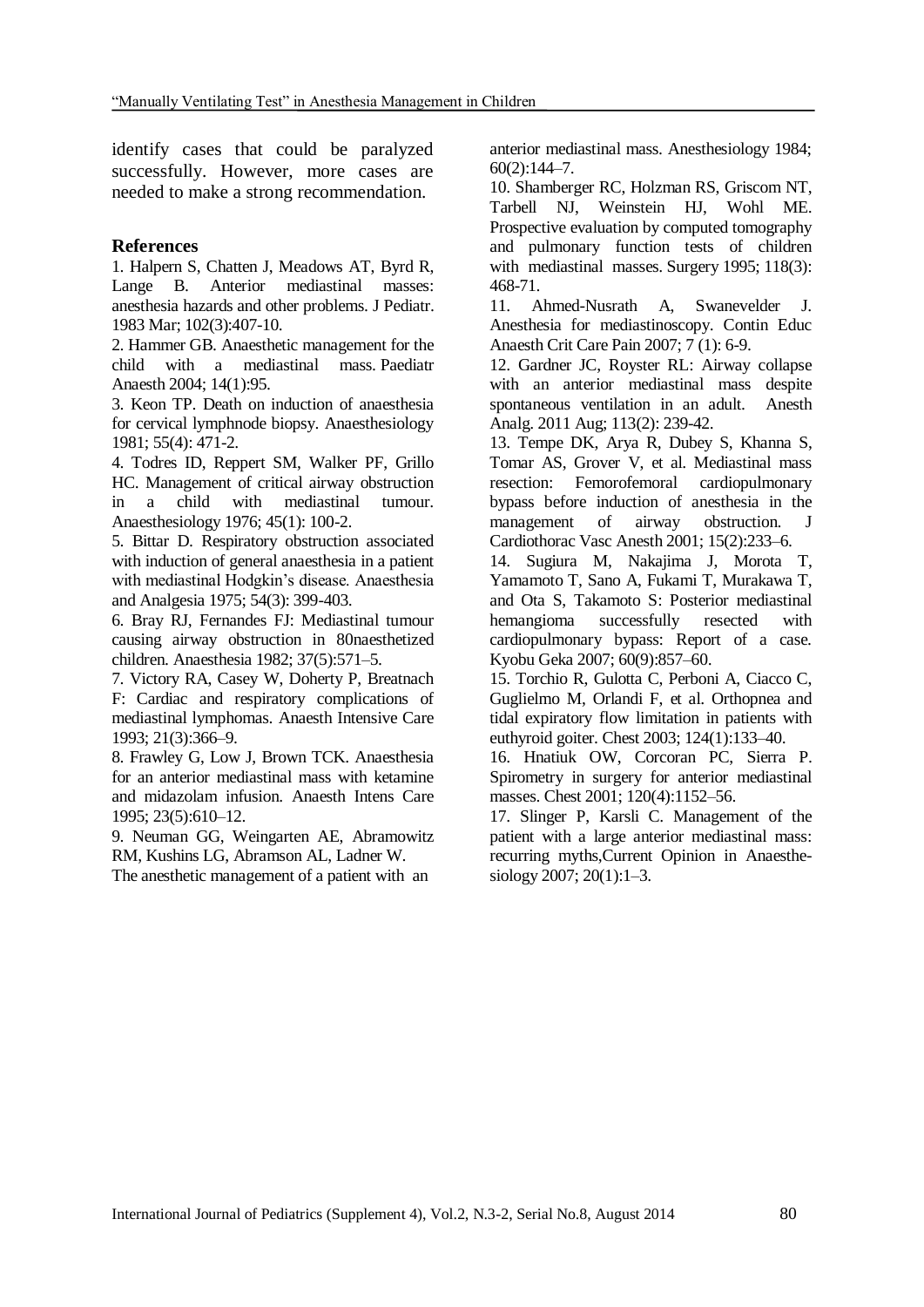identify cases that could be paralyzed successfully. However, more cases are needed to make a strong recommendation.

### References

1. Halpern S, Chatten J, Meadows AT, Byrd R, Lange B. Anterior mediastinal masses: anesthesia hazards and other problems. J Pediatr. 1983 Mar; 102(3):407-10.
2. Hammer GB. Anaesthetic management for the child with a mediastinal mass. Paediatr Anaesth 2004; 14(1):95.
3. Keon TP. Death on induction of anaesthesia for cervical lymphnode biopsy. Anaesthesiology 1981; 55(4): 471-2.
4. Todres ID, Reppert SM, Walker PF, Grillo HC. Management of critical airway obstruction in a child with mediastinal tumour. Anaesthesiology 1976; 45(1): 100-2.
5. Bittar D. Respiratory obstruction associated with induction of general anaesthesia in a patient with mediastinal Hodgkin's disease. Anaesthesia and Analgesia 1975; 54(3): 399-403.
6. Bray RJ, Fernandes FJ: Mediastinal tumour causing airway obstruction in 80naesthetized children. Anaesthesia 1982; 37(5):571–5.
7. Victory RA, Casey W, Doherty P, Breatnach F: Cardiac and respiratory complications of mediastinal lymphomas. Anaesth Intensive Care 1993; 21(3):366–9.
8. Frawley G, Low J, Brown TCK. Anaesthesia for an anterior mediastinal mass with ketamine and midazolam infusion. Anaesth Intens Care 1995; 23(5):610–12.
9. Neuman GG, Weingarten AE, Abramowitz RM, Kushins LG, Abramson AL, Ladner W. The anesthetic management of a patient with an anterior mediastinal mass. Anesthesiology 1984; 60(2):144–7.
10. Shamberger RC, Holzman RS, Griscom NT, Tarbell NJ, Weinstein HJ, Wohl ME. Prospective evaluation by computed tomography and pulmonary function tests of children with mediastinal masses. Surgery 1995; 118(3): 468-71.
11. Ahmed-Nusrath A, Swanevelder J. Anesthesia for mediastinoscopy. Contin Educ Anaesth Crit Care Pain 2007; 7 (1): 6-9.
12. Gardner JC, Royster RL: Airway collapse with an anterior mediastinal mass despite spontaneous ventilation in an adult. Anesth Analg. 2011 Aug; 113(2): 239-42.
13. Tempe DK, Arya R, Dubey S, Khanna S, Tomar AS, Grover V, et al. Mediastinal mass resection: Femorofemoral cardiopulmonary bypass before induction of anesthesia in the management of airway obstruction. J Cardiothorac Vasc Anesth 2001; 15(2):233–6.
14. Sugiura M, Nakajima J, Morota T, Yamamoto T, Sano A, Fukami T, Murakawa T, and Ota S, Takamoto S: Posterior mediastinal hemangioma successfully resected with cardiopulmonary bypass: Report of a case. Kyobu Geka 2007; 60(9):857–60.
15. Torchio R, Gulotta C, Perboni A, Ciacco C, Guglielmo M, Orlandi F, et al. Orthopnea and tidal expiratory flow limitation in patients with euthyroid goiter. Chest 2003; 124(1):133–40.
16. Hnatiuk OW, Corcoran PC, Sierra P. Spirometry in surgery for anterior mediastinal masses. Chest 2001; 120(4):1152–56.
17. Slinger P, Karsli C. Management of the patient with a large anterior mediastinal mass: recurring myths,Current Opinion in Anaesthesiology 2007; 20(1):1–3.